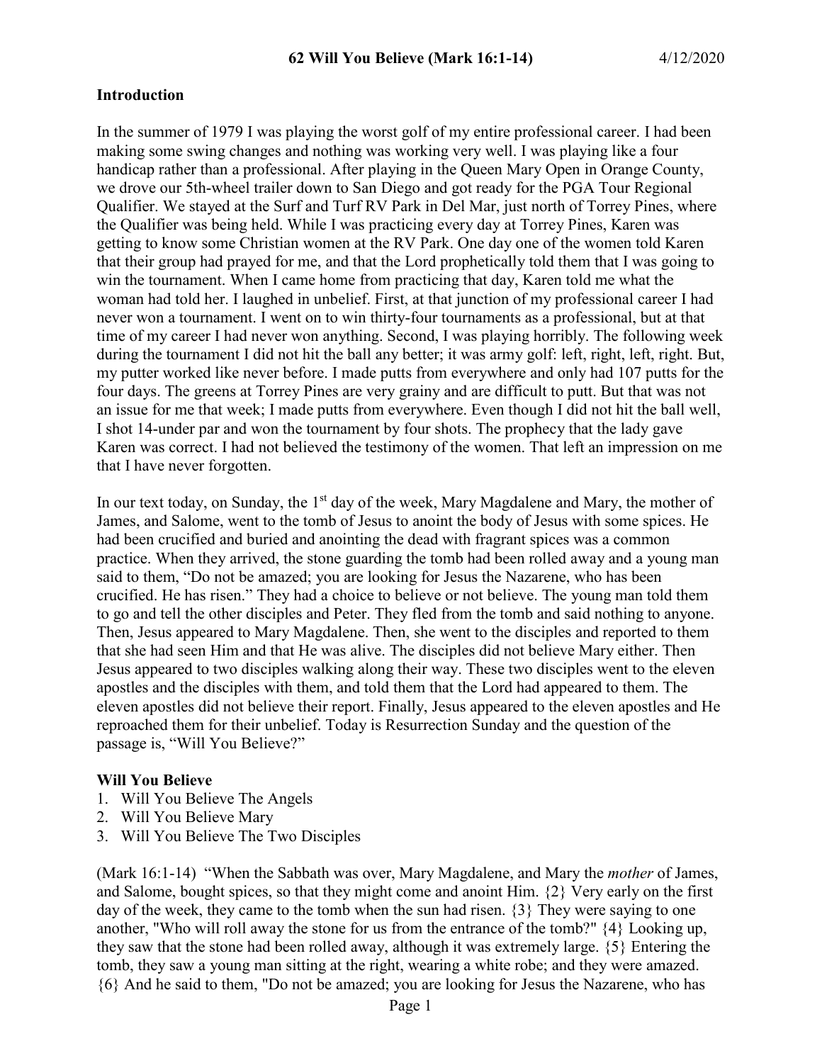# 62 Will You Believe (Mark 16:1-14) 4/12/2020

## Introduction

In the summer of 1979 I was playing the worst golf of my entire professional career. I had been making some swing changes and nothing was working very well. I was playing like a four handicap rather than a professional. After playing in the Queen Mary Open in Orange County, we drove our 5th-wheel trailer down to San Diego and got ready for the PGA Tour Regional Qualifier. We stayed at the Surf and Turf RV Park in Del Mar, just north of Torrey Pines, where the Qualifier was being held. While I was practicing every day at Torrey Pines, Karen was getting to know some Christian women at the RV Park. One day one of the women told Karen that their group had prayed for me, and that the Lord prophetically told them that I was going to win the tournament. When I came home from practicing that day, Karen told me what the woman had told her. I laughed in unbelief. First, at that junction of my professional career I had never won a tournament. I went on to win thirty-four tournaments as a professional, but at that time of my career I had never won anything. Second, I was playing horribly. The following week during the tournament I did not hit the ball any better; it was army golf: left, right, left, right. But, my putter worked like never before. I made putts from everywhere and only had 107 putts for the four days. The greens at Torrey Pines are very grainy and are difficult to putt. But that was not an issue for me that week; I made putts from everywhere. Even though I did not hit the ball well, I shot 14-under par and won the tournament by four shots. The prophecy that the lady gave Karen was correct. I had not believed the testimony of the women. That left an impression on me that I have never forgotten.

In our text today, on Sunday, the 1st day of the week, Mary Magdalene and Mary, the mother of James, and Salome, went to the tomb of Jesus to anoint the body of Jesus with some spices. He had been crucified and buried and anointing the dead with fragrant spices was a common practice. When they arrived, the stone guarding the tomb had been rolled away and a young man said to them, "Do not be amazed; you are looking for Jesus the Nazarene, who has been crucified. He has risen." They had a choice to believe or not believe. The young man told them to go and tell the other disciples and Peter. They fled from the tomb and said nothing to anyone. Then, Jesus appeared to Mary Magdalene. Then, she went to the disciples and reported to them that she had seen Him and that He was alive. The disciples did not believe Mary either. Then Jesus appeared to two disciples walking along their way. These two disciples went to the eleven apostles and the disciples with them, and told them that the Lord had appeared to them. The eleven apostles did not believe their report. Finally, Jesus appeared to the eleven apostles and He reproached them for their unbelief. Today is Resurrection Sunday and the question of the passage is, "Will You Believe?"

## Will You Believe

1. Will You Believe The Angels
2. Will You Believe Mary
3. Will You Believe The Two Disciples

(Mark 16:1-14) "When the Sabbath was over, Mary Magdalene, and Mary the *mother* of James, and Salome, bought spices, so that they might come and anoint Him. {2} Very early on the first day of the week, they came to the tomb when the sun had risen. {3} They were saying to one another, "Who will roll away the stone for us from the entrance of the tomb?" {4} Looking up, they saw that the stone had been rolled away, although it was extremely large. {5} Entering the tomb, they saw a young man sitting at the right, wearing a white robe; and they were amazed. {6} And he said to them, "Do not be amazed; you are looking for Jesus the Nazarene, who has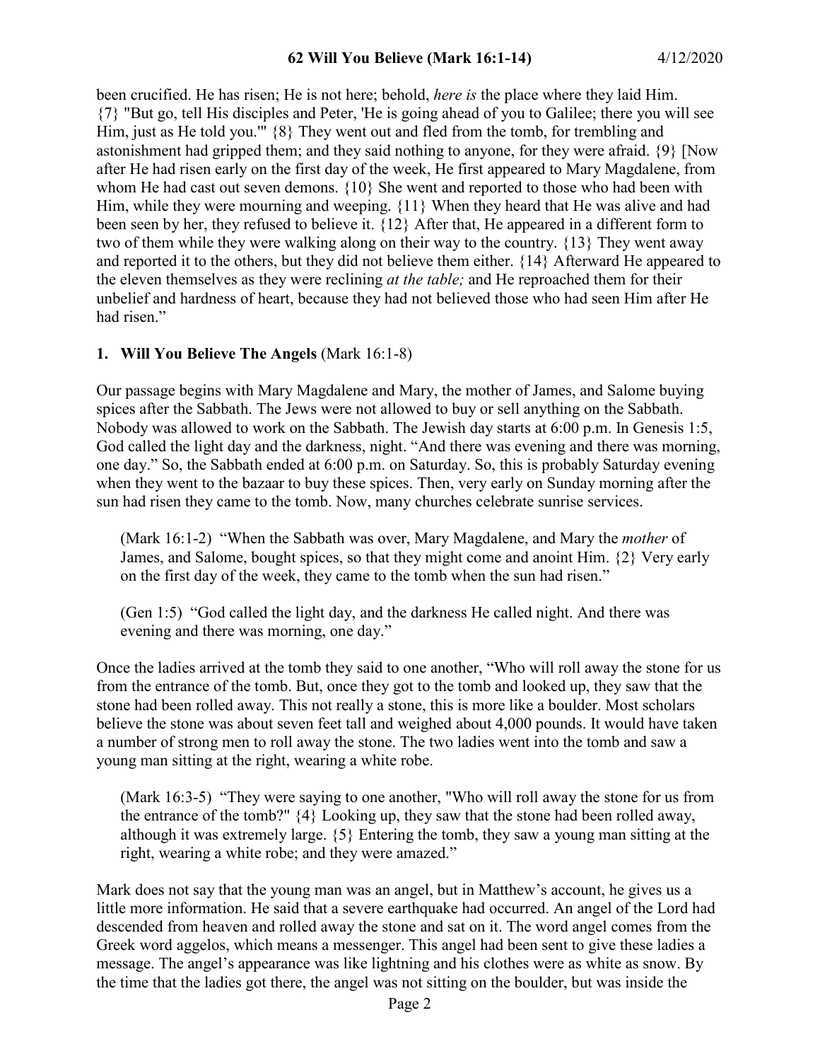been crucified. He has risen; He is not here; behold, *here is* the place where they laid Him. {7} "But go, tell His disciples and Peter, 'He is going ahead of you to Galilee; there you will see Him, just as He told you.'" {8} They went out and fled from the tomb, for trembling and astonishment had gripped them; and they said nothing to anyone, for they were afraid. {9} [Now after He had risen early on the first day of the week, He first appeared to Mary Magdalene, from whom He had cast out seven demons. {10} She went and reported to those who had been with Him, while they were mourning and weeping. {11} When they heard that He was alive and had been seen by her, they refused to believe it. {12} After that, He appeared in a different form to two of them while they were walking along on their way to the country. {13} They went away and reported it to the others, but they did not believe them either. {14} Afterward He appeared to the eleven themselves as they were reclining *at the table;* and He reproached them for their unbelief and hardness of heart, because they had not believed those who had seen Him after He had risen."

## 1. Will You Believe The Angels (Mark 16:1-8)

Our passage begins with Mary Magdalene and Mary, the mother of James, and Salome buying spices after the Sabbath. The Jews were not allowed to buy or sell anything on the Sabbath. Nobody was allowed to work on the Sabbath. The Jewish day starts at 6:00 p.m. In Genesis 1:5, God called the light day and the darkness, night. "And there was evening and there was morning, one day." So, the Sabbath ended at 6:00 p.m. on Saturday. So, this is probably Saturday evening when they went to the bazaar to buy these spices. Then, very early on Sunday morning after the sun had risen they came to the tomb. Now, many churches celebrate sunrise services.

> (Mark 16:1-2) "When the Sabbath was over, Mary Magdalene, and Mary the *mother* of James, and Salome, bought spices, so that they might come and anoint Him. {2} Very early on the first day of the week, they came to the tomb when the sun had risen."

> (Gen 1:5) "God called the light day, and the darkness He called night. And there was evening and there was morning, one day."

Once the ladies arrived at the tomb they said to one another, "Who will roll away the stone for us from the entrance of the tomb. But, once they got to the tomb and looked up, they saw that the stone had been rolled away. This not really a stone, this is more like a boulder. Most scholars believe the stone was about seven feet tall and weighed about 4,000 pounds. It would have taken a number of strong men to roll away the stone. The two ladies went into the tomb and saw a young man sitting at the right, wearing a white robe.

> (Mark 16:3-5) "They were saying to one another, "Who will roll away the stone for us from the entrance of the tomb?" {4} Looking up, they saw that the stone had been rolled away, although it was extremely large. {5} Entering the tomb, they saw a young man sitting at the right, wearing a white robe; and they were amazed."

Mark does not say that the young man was an angel, but in Matthew's account, he gives us a little more information. He said that a severe earthquake had occurred. An angel of the Lord had descended from heaven and rolled away the stone and sat on it. The word angel comes from the Greek word aggelos, which means a messenger. This angel had been sent to give these ladies a message. The angel's appearance was like lightning and his clothes were as white as snow. By the time that the ladies got there, the angel was not sitting on the boulder, but was inside the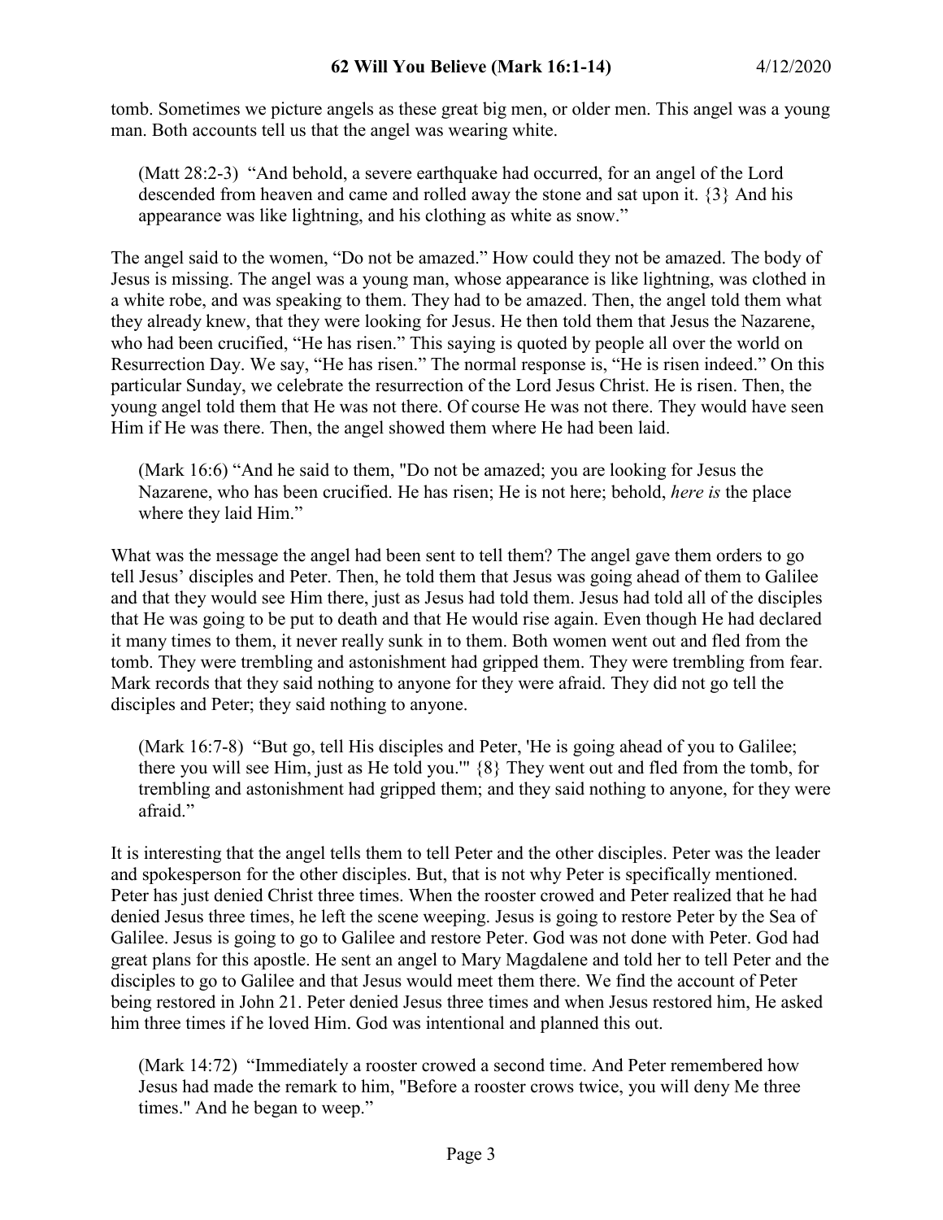tomb. Sometimes we picture angels as these great big men, or older men. This angel was a young man. Both accounts tell us that the angel was wearing white.

> (Matt 28:2-3) "And behold, a severe earthquake had occurred, for an angel of the Lord descended from heaven and came and rolled away the stone and sat upon it. {3} And his appearance was like lightning, and his clothing as white as snow."

The angel said to the women, "Do not be amazed." How could they not be amazed. The body of Jesus is missing. The angel was a young man, whose appearance is like lightning, was clothed in a white robe, and was speaking to them. They had to be amazed. Then, the angel told them what they already knew, that they were looking for Jesus. He then told them that Jesus the Nazarene, who had been crucified, "He has risen." This saying is quoted by people all over the world on Resurrection Day. We say, "He has risen." The normal response is, "He is risen indeed." On this particular Sunday, we celebrate the resurrection of the Lord Jesus Christ. He is risen. Then, the young angel told them that He was not there. Of course He was not there. They would have seen Him if He was there. Then, the angel showed them where He had been laid.

> (Mark 16:6) "And he said to them, "Do not be amazed; you are looking for Jesus the Nazarene, who has been crucified. He has risen; He is not here; behold, *here is* the place where they laid Him."

What was the message the angel had been sent to tell them? The angel gave them orders to go tell Jesus' disciples and Peter. Then, he told them that Jesus was going ahead of them to Galilee and that they would see Him there, just as Jesus had told them. Jesus had told all of the disciples that He was going to be put to death and that He would rise again. Even though He had declared it many times to them, it never really sunk in to them. Both women went out and fled from the tomb. They were trembling and astonishment had gripped them. They were trembling from fear. Mark records that they said nothing to anyone for they were afraid. They did not go tell the disciples and Peter; they said nothing to anyone.

> (Mark 16:7-8) "But go, tell His disciples and Peter, 'He is going ahead of you to Galilee; there you will see Him, just as He told you.'" {8} They went out and fled from the tomb, for trembling and astonishment had gripped them; and they said nothing to anyone, for they were afraid."

It is interesting that the angel tells them to tell Peter and the other disciples. Peter was the leader and spokesperson for the other disciples. But, that is not why Peter is specifically mentioned. Peter has just denied Christ three times. When the rooster crowed and Peter realized that he had denied Jesus three times, he left the scene weeping. Jesus is going to restore Peter by the Sea of Galilee. Jesus is going to go to Galilee and restore Peter. God was not done with Peter. God had great plans for this apostle. He sent an angel to Mary Magdalene and told her to tell Peter and the disciples to go to Galilee and that Jesus would meet them there. We find the account of Peter being restored in John 21. Peter denied Jesus three times and when Jesus restored him, He asked him three times if he loved Him. God was intentional and planned this out.

> (Mark 14:72) "Immediately a rooster crowed a second time. And Peter remembered how Jesus had made the remark to him, "Before a rooster crows twice, you will deny Me three times." And he began to weep."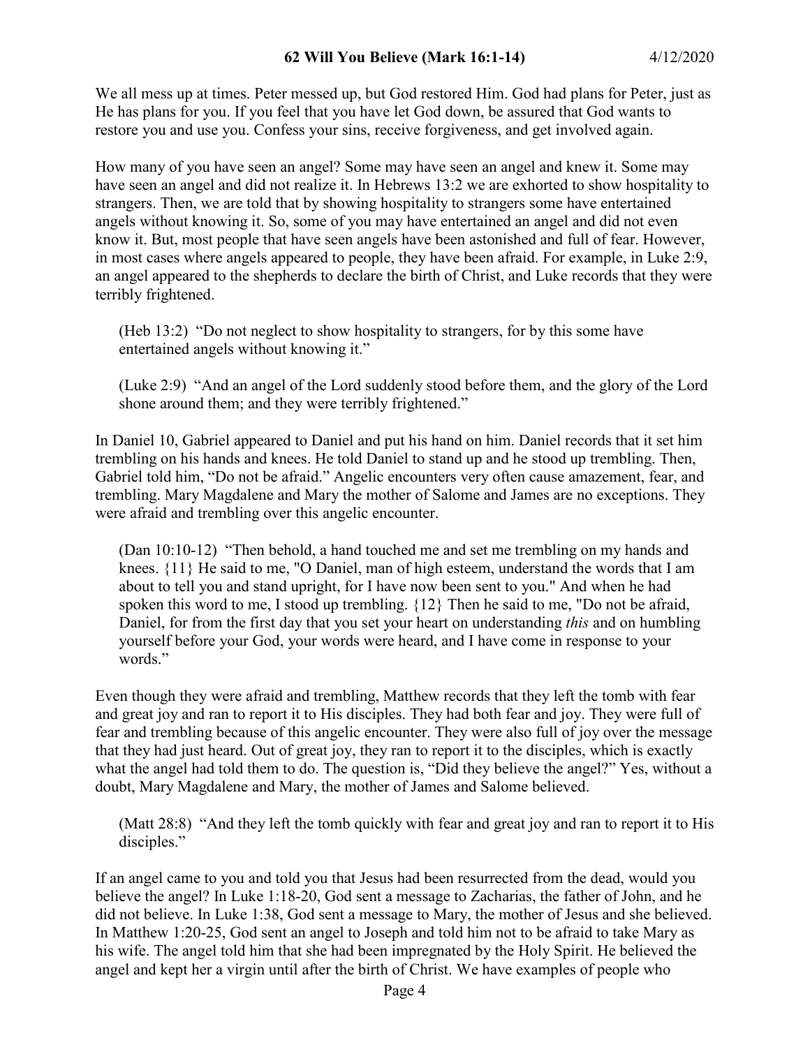We all mess up at times. Peter messed up, but God restored Him. God had plans for Peter, just as He has plans for you. If you feel that you have let God down, be assured that God wants to restore you and use you. Confess your sins, receive forgiveness, and get involved again.

How many of you have seen an angel? Some may have seen an angel and knew it. Some may have seen an angel and did not realize it. In Hebrews 13:2 we are exhorted to show hospitality to strangers. Then, we are told that by showing hospitality to strangers some have entertained angels without knowing it. So, some of you may have entertained an angel and did not even know it. But, most people that have seen angels have been astonished and full of fear. However, in most cases where angels appeared to people, they have been afraid. For example, in Luke 2:9, an angel appeared to the shepherds to declare the birth of Christ, and Luke records that they were terribly frightened.

> (Heb 13:2) "Do not neglect to show hospitality to strangers, for by this some have entertained angels without knowing it."

> (Luke 2:9) "And an angel of the Lord suddenly stood before them, and the glory of the Lord shone around them; and they were terribly frightened."

In Daniel 10, Gabriel appeared to Daniel and put his hand on him. Daniel records that it set him trembling on his hands and knees. He told Daniel to stand up and he stood up trembling. Then, Gabriel told him, "Do not be afraid." Angelic encounters very often cause amazement, fear, and trembling. Mary Magdalene and Mary the mother of Salome and James are no exceptions. They were afraid and trembling over this angelic encounter.

> (Dan 10:10-12) "Then behold, a hand touched me and set me trembling on my hands and knees. {11} He said to me, "O Daniel, man of high esteem, understand the words that I am about to tell you and stand upright, for I have now been sent to you." And when he had spoken this word to me, I stood up trembling. {12} Then he said to me, "Do not be afraid, Daniel, for from the first day that you set your heart on understanding *this* and on humbling yourself before your God, your words were heard, and I have come in response to your words."

Even though they were afraid and trembling, Matthew records that they left the tomb with fear and great joy and ran to report it to His disciples. They had both fear and joy. They were full of fear and trembling because of this angelic encounter. They were also full of joy over the message that they had just heard. Out of great joy, they ran to report it to the disciples, which is exactly what the angel had told them to do. The question is, "Did they believe the angel?" Yes, without a doubt, Mary Magdalene and Mary, the mother of James and Salome believed.

> (Matt 28:8) "And they left the tomb quickly with fear and great joy and ran to report it to His disciples."

If an angel came to you and told you that Jesus had been resurrected from the dead, would you believe the angel? In Luke 1:18-20, God sent a message to Zacharias, the father of John, and he did not believe. In Luke 1:38, God sent a message to Mary, the mother of Jesus and she believed. In Matthew 1:20-25, God sent an angel to Joseph and told him not to be afraid to take Mary as his wife. The angel told him that she had been impregnated by the Holy Spirit. He believed the angel and kept her a virgin until after the birth of Christ. We have examples of people who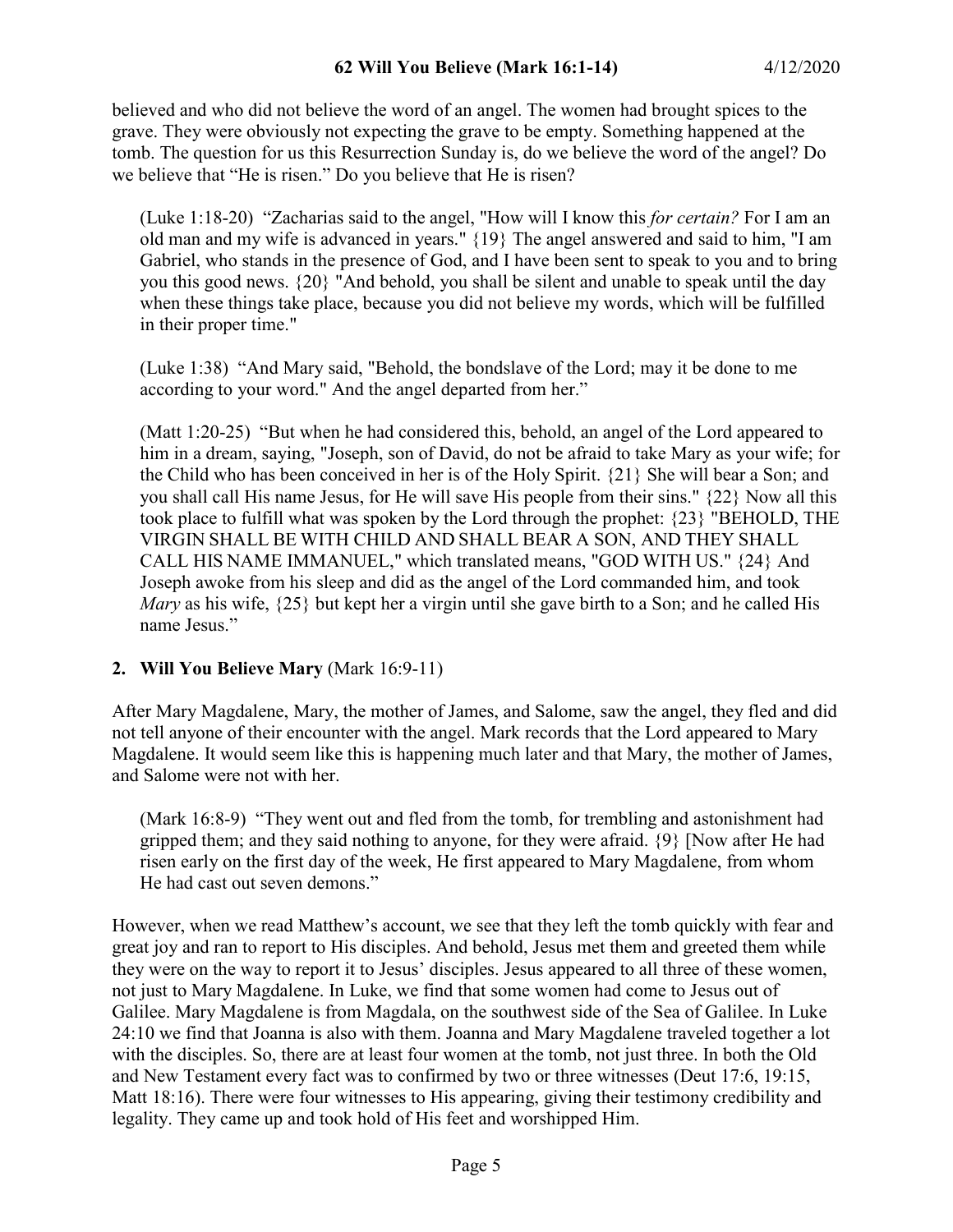believed and who did not believe the word of an angel. The women had brought spices to the grave. They were obviously not expecting the grave to be empty. Something happened at the tomb. The question for us this Resurrection Sunday is, do we believe the word of the angel? Do we believe that "He is risen." Do you believe that He is risen?

> (Luke 1:18-20) "Zacharias said to the angel, "How will I know this *for certain?* For I am an old man and my wife is advanced in years." {19} The angel answered and said to him, "I am Gabriel, who stands in the presence of God, and I have been sent to speak to you and to bring you this good news. {20} "And behold, you shall be silent and unable to speak until the day when these things take place, because you did not believe my words, which will be fulfilled in their proper time."

> (Luke 1:38) "And Mary said, "Behold, the bondslave of the Lord; may it be done to me according to your word." And the angel departed from her."

> (Matt 1:20-25) "But when he had considered this, behold, an angel of the Lord appeared to him in a dream, saying, "Joseph, son of David, do not be afraid to take Mary as your wife; for the Child who has been conceived in her is of the Holy Spirit. {21} She will bear a Son; and you shall call His name Jesus, for He will save His people from their sins." {22} Now all this took place to fulfill what was spoken by the Lord through the prophet: {23} "BEHOLD, THE VIRGIN SHALL BE WITH CHILD AND SHALL BEAR A SON, AND THEY SHALL CALL HIS NAME IMMANUEL," which translated means, "GOD WITH US." {24} And Joseph awoke from his sleep and did as the angel of the Lord commanded him, and took *Mary* as his wife, {25} but kept her a virgin until she gave birth to a Son; and he called His name Jesus."

**2. Will You Believe Mary** (Mark 16:9-11)

After Mary Magdalene, Mary, the mother of James, and Salome, saw the angel, they fled and did not tell anyone of their encounter with the angel. Mark records that the Lord appeared to Mary Magdalene. It would seem like this is happening much later and that Mary, the mother of James, and Salome were not with her.

> (Mark 16:8-9) "They went out and fled from the tomb, for trembling and astonishment had gripped them; and they said nothing to anyone, for they were afraid. {9} [Now after He had risen early on the first day of the week, He first appeared to Mary Magdalene, from whom He had cast out seven demons."

However, when we read Matthew's account, we see that they left the tomb quickly with fear and great joy and ran to report to His disciples. And behold, Jesus met them and greeted them while they were on the way to report it to Jesus' disciples. Jesus appeared to all three of these women, not just to Mary Magdalene. In Luke, we find that some women had come to Jesus out of Galilee. Mary Magdalene is from Magdala, on the southwest side of the Sea of Galilee. In Luke 24:10 we find that Joanna is also with them. Joanna and Mary Magdalene traveled together a lot with the disciples. So, there are at least four women at the tomb, not just three. In both the Old and New Testament every fact was to confirmed by two or three witnesses (Deut 17:6, 19:15, Matt 18:16). There were four witnesses to His appearing, giving their testimony credibility and legality. They came up and took hold of His feet and worshipped Him.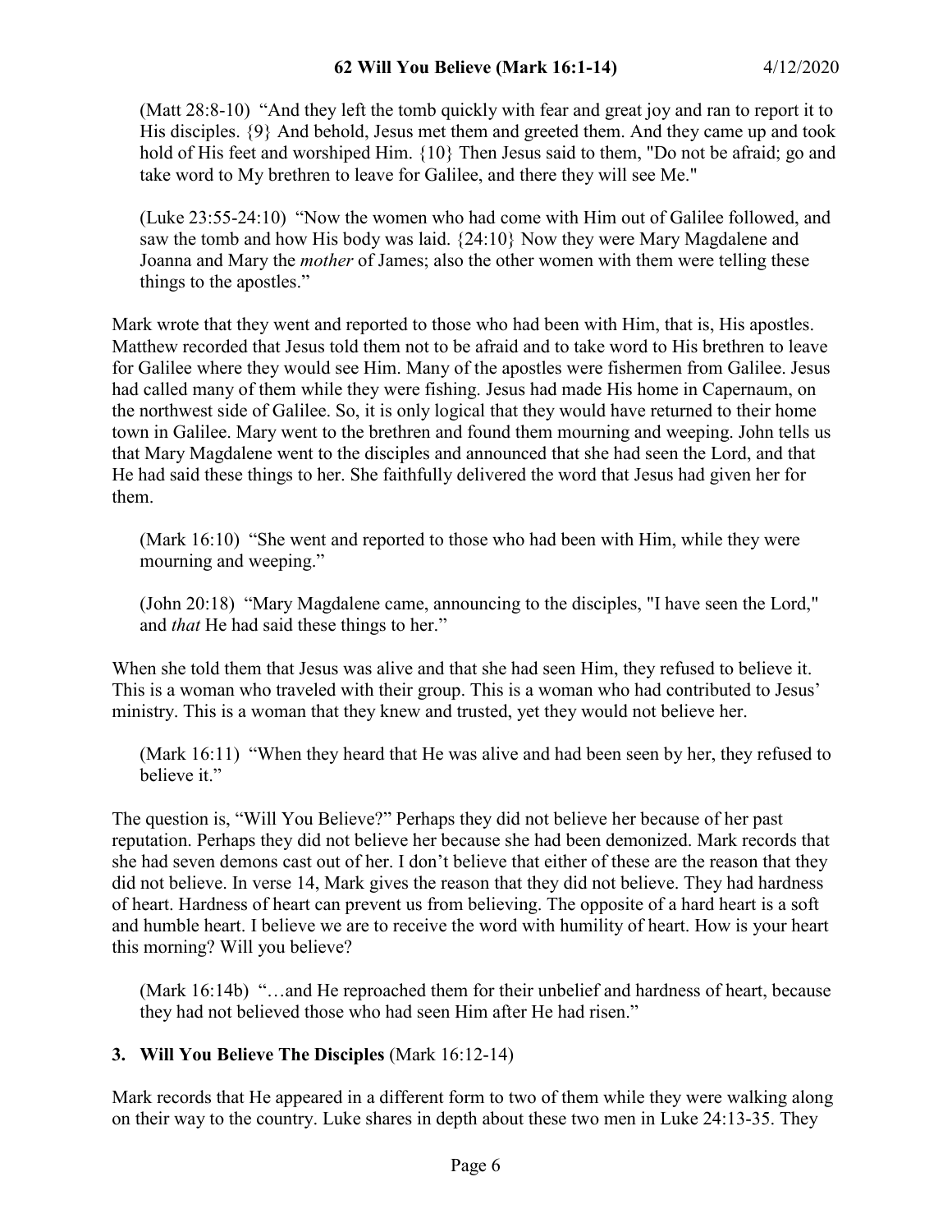(Matt 28:8-10) "And they left the tomb quickly with fear and great joy and ran to report it to His disciples. {9} And behold, Jesus met them and greeted them. And they came up and took hold of His feet and worshiped Him. {10} Then Jesus said to them, "Do not be afraid; go and take word to My brethren to leave for Galilee, and there they will see Me."

(Luke 23:55-24:10) "Now the women who had come with Him out of Galilee followed, and saw the tomb and how His body was laid. {24:10} Now they were Mary Magdalene and Joanna and Mary the *mother* of James; also the other women with them were telling these things to the apostles."

Mark wrote that they went and reported to those who had been with Him, that is, His apostles. Matthew recorded that Jesus told them not to be afraid and to take word to His brethren to leave for Galilee where they would see Him. Many of the apostles were fishermen from Galilee. Jesus had called many of them while they were fishing. Jesus had made His home in Capernaum, on the northwest side of Galilee. So, it is only logical that they would have returned to their home town in Galilee. Mary went to the brethren and found them mourning and weeping. John tells us that Mary Magdalene went to the disciples and announced that she had seen the Lord, and that He had said these things to her. She faithfully delivered the word that Jesus had given her for them.

(Mark 16:10) "She went and reported to those who had been with Him, while they were mourning and weeping."

(John 20:18) "Mary Magdalene came, announcing to the disciples, "I have seen the Lord," and *that* He had said these things to her."

When she told them that Jesus was alive and that she had seen Him, they refused to believe it. This is a woman who traveled with their group. This is a woman who had contributed to Jesus' ministry. This is a woman that they knew and trusted, yet they would not believe her.

(Mark 16:11) "When they heard that He was alive and had been seen by her, they refused to believe it."

The question is, "Will You Believe?" Perhaps they did not believe her because of her past reputation. Perhaps they did not believe her because she had been demonized. Mark records that she had seven demons cast out of her. I don't believe that either of these are the reason that they did not believe. In verse 14, Mark gives the reason that they did not believe. They had hardness of heart. Hardness of heart can prevent us from believing. The opposite of a hard heart is a soft and humble heart. I believe we are to receive the word with humility of heart. How is your heart this morning? Will you believe?

(Mark 16:14b) "…and He reproached them for their unbelief and hardness of heart, because they had not believed those who had seen Him after He had risen."

### 3. Will You Believe The Disciples (Mark 16:12-14)

Mark records that He appeared in a different form to two of them while they were walking along on their way to the country. Luke shares in depth about these two men in Luke 24:13-35. They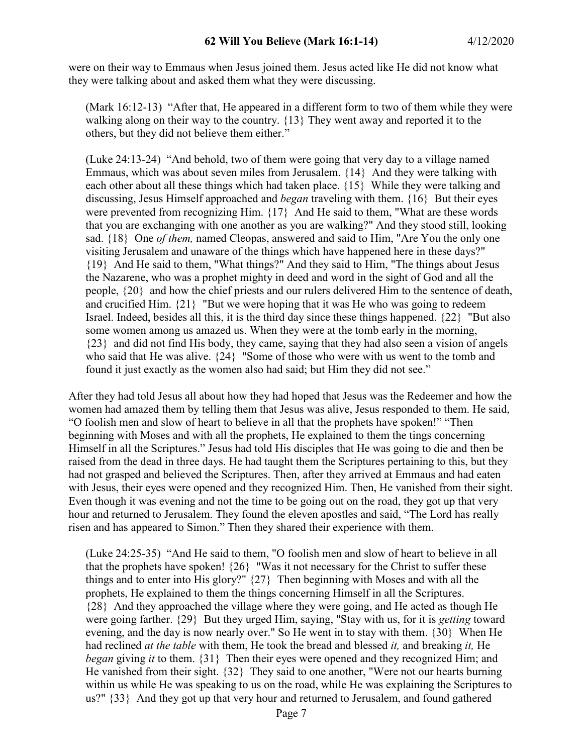were on their way to Emmaus when Jesus joined them. Jesus acted like He did not know what they were talking about and asked them what they were discussing.

> (Mark 16:12-13) "After that, He appeared in a different form to two of them while they were walking along on their way to the country. {13} They went away and reported it to the others, but they did not believe them either."

> (Luke 24:13-24) "And behold, two of them were going that very day to a village named Emmaus, which was about seven miles from Jerusalem. {14} And they were talking with each other about all these things which had taken place. {15} While they were talking and discussing, Jesus Himself approached and *began* traveling with them. {16} But their eyes were prevented from recognizing Him. {17} And He said to them, "What are these words that you are exchanging with one another as you are walking?" And they stood still, looking sad. {18} One *of them,* named Cleopas, answered and said to Him, "Are You the only one visiting Jerusalem and unaware of the things which have happened here in these days?" {19} And He said to them, "What things?" And they said to Him, "The things about Jesus the Nazarene, who was a prophet mighty in deed and word in the sight of God and all the people, {20} and how the chief priests and our rulers delivered Him to the sentence of death, and crucified Him. {21} "But we were hoping that it was He who was going to redeem Israel. Indeed, besides all this, it is the third day since these things happened. {22} "But also some women among us amazed us. When they were at the tomb early in the morning, {23} and did not find His body, they came, saying that they had also seen a vision of angels who said that He was alive. {24} "Some of those who were with us went to the tomb and found it just exactly as the women also had said; but Him they did not see."

After they had told Jesus all about how they had hoped that Jesus was the Redeemer and how the women had amazed them by telling them that Jesus was alive, Jesus responded to them. He said, "O foolish men and slow of heart to believe in all that the prophets have spoken!" "Then beginning with Moses and with all the prophets, He explained to them the tings concerning Himself in all the Scriptures." Jesus had told His disciples that He was going to die and then be raised from the dead in three days. He had taught them the Scriptures pertaining to this, but they had not grasped and believed the Scriptures. Then, after they arrived at Emmaus and had eaten with Jesus, their eyes were opened and they recognized Him. Then, He vanished from their sight. Even though it was evening and not the time to be going out on the road, they got up that very hour and returned to Jerusalem. They found the eleven apostles and said, "The Lord has really risen and has appeared to Simon." Then they shared their experience with them.

> (Luke 24:25-35) "And He said to them, "O foolish men and slow of heart to believe in all that the prophets have spoken! {26} "Was it not necessary for the Christ to suffer these things and to enter into His glory?" {27} Then beginning with Moses and with all the prophets, He explained to them the things concerning Himself in all the Scriptures. {28} And they approached the village where they were going, and He acted as though He were going farther. {29} But they urged Him, saying, "Stay with us, for it is *getting* toward evening, and the day is now nearly over." So He went in to stay with them. {30} When He had reclined *at the table* with them, He took the bread and blessed *it,* and breaking *it,* He *began* giving *it* to them. {31} Then their eyes were opened and they recognized Him; and He vanished from their sight. {32} They said to one another, "Were not our hearts burning within us while He was speaking to us on the road, while He was explaining the Scriptures to us?" {33} And they got up that very hour and returned to Jerusalem, and found gathered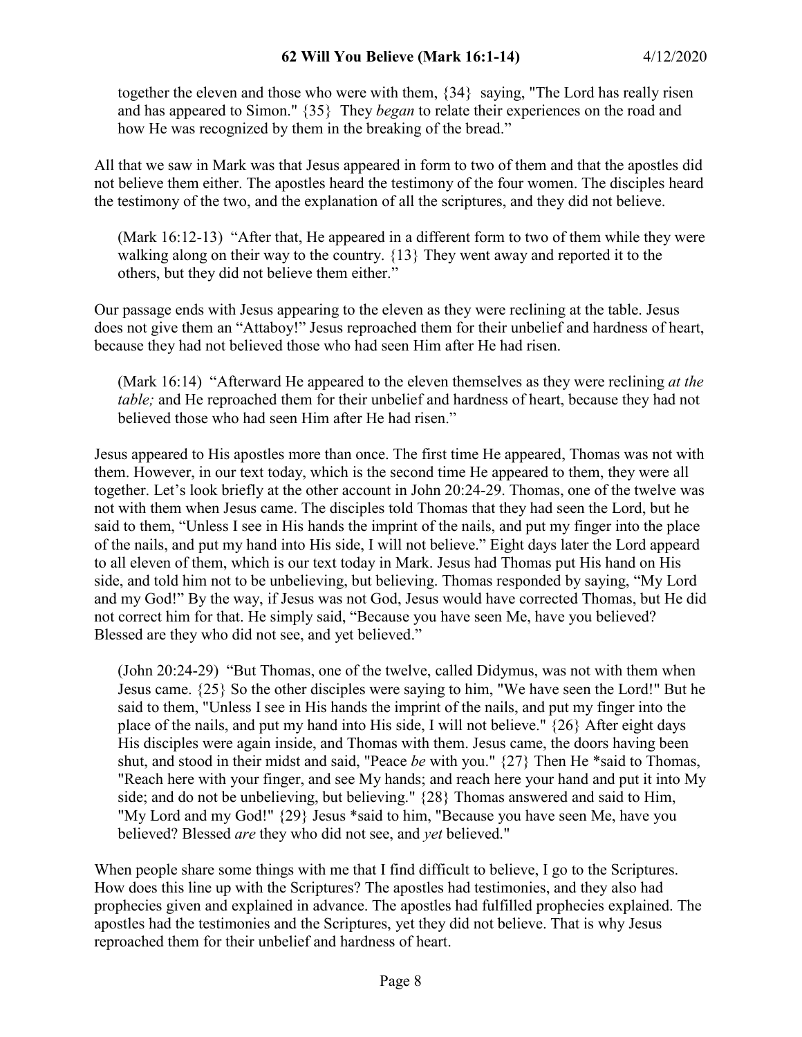together the eleven and those who were with them, {34} saying, "The Lord has really risen and has appeared to Simon." {35} They *began* to relate their experiences on the road and how He was recognized by them in the breaking of the bread."

All that we saw in Mark was that Jesus appeared in form to two of them and that the apostles did not believe them either. The apostles heard the testimony of the four women. The disciples heard the testimony of the two, and the explanation of all the scriptures, and they did not believe.

> (Mark 16:12-13) "After that, He appeared in a different form to two of them while they were walking along on their way to the country. {13} They went away and reported it to the others, but they did not believe them either."

Our passage ends with Jesus appearing to the eleven as they were reclining at the table. Jesus does not give them an "Attaboy!" Jesus reproached them for their unbelief and hardness of heart, because they had not believed those who had seen Him after He had risen.

> (Mark 16:14) "Afterward He appeared to the eleven themselves as they were reclining *at the table;* and He reproached them for their unbelief and hardness of heart, because they had not believed those who had seen Him after He had risen."

Jesus appeared to His apostles more than once. The first time He appeared, Thomas was not with them. However, in our text today, which is the second time He appeared to them, they were all together. Let's look briefly at the other account in John 20:24-29. Thomas, one of the twelve was not with them when Jesus came. The disciples told Thomas that they had seen the Lord, but he said to them, "Unless I see in His hands the imprint of the nails, and put my finger into the place of the nails, and put my hand into His side, I will not believe." Eight days later the Lord appeard to all eleven of them, which is our text today in Mark. Jesus had Thomas put His hand on His side, and told him not to be unbelieving, but believing. Thomas responded by saying, "My Lord and my God!" By the way, if Jesus was not God, Jesus would have corrected Thomas, but He did not correct him for that. He simply said, "Because you have seen Me, have you believed? Blessed are they who did not see, and yet believed."

> (John 20:24-29) "But Thomas, one of the twelve, called Didymus, was not with them when Jesus came. {25} So the other disciples were saying to him, "We have seen the Lord!" But he said to them, "Unless I see in His hands the imprint of the nails, and put my finger into the place of the nails, and put my hand into His side, I will not believe." {26} After eight days His disciples were again inside, and Thomas with them. Jesus came, the doors having been shut, and stood in their midst and said, "Peace *be* with you." {27} Then He *said to Thomas, "Reach here with your finger, and see My hands; and reach here your hand and put it into My side; and do not be unbelieving, but believing." {28} Thomas answered and said to Him, "My Lord and my God!" {29} Jesus *said to him, "Because you have seen Me, have you believed? Blessed *are* they who did not see, and *yet* believed."

When people share some things with me that I find difficult to believe, I go to the Scriptures. How does this line up with the Scriptures? The apostles had testimonies, and they also had prophecies given and explained in advance. The apostles had fulfilled prophecies explained. The apostles had the testimonies and the Scriptures, yet they did not believe. That is why Jesus reproached them for their unbelief and hardness of heart.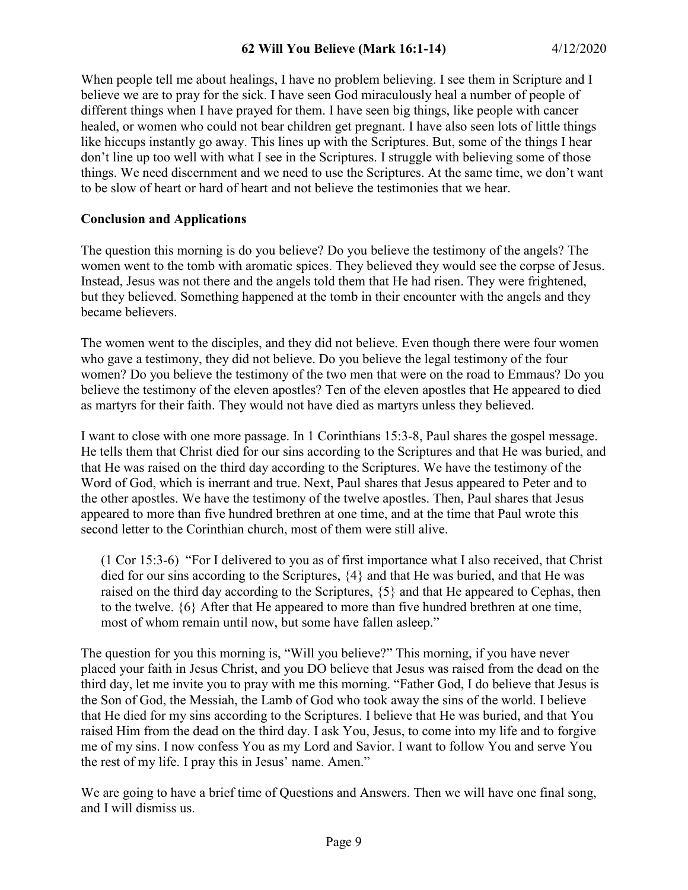When people tell me about healings, I have no problem believing. I see them in Scripture and I believe we are to pray for the sick. I have seen God miraculously heal a number of people of different things when I have prayed for them. I have seen big things, like people with cancer healed, or women who could not bear children get pregnant. I have also seen lots of little things like hiccups instantly go away. This lines up with the Scriptures. But, some of the things I hear don't line up too well with what I see in the Scriptures. I struggle with believing some of those things. We need discernment and we need to use the Scriptures. At the same time, we don't want to be slow of heart or hard of heart and not believe the testimonies that we hear.

**Conclusion and Applications**

The question this morning is do you believe? Do you believe the testimony of the angels? The women went to the tomb with aromatic spices. They believed they would see the corpse of Jesus. Instead, Jesus was not there and the angels told them that He had risen. They were frightened, but they believed. Something happened at the tomb in their encounter with the angels and they became believers.

The women went to the disciples, and they did not believe. Even though there were four women who gave a testimony, they did not believe. Do you believe the legal testimony of the four women? Do you believe the testimony of the two men that were on the road to Emmaus? Do you believe the testimony of the eleven apostles? Ten of the eleven apostles that He appeared to died as martyrs for their faith. They would not have died as martyrs unless they believed.

I want to close with one more passage. In 1 Corinthians 15:3-8, Paul shares the gospel message. He tells them that Christ died for our sins according to the Scriptures and that He was buried, and that He was raised on the third day according to the Scriptures. We have the testimony of the Word of God, which is inerrant and true. Next, Paul shares that Jesus appeared to Peter and to the other apostles. We have the testimony of the twelve apostles. Then, Paul shares that Jesus appeared to more than five hundred brethren at one time, and at the time that Paul wrote this second letter to the Corinthian church, most of them were still alive.

> (1 Cor 15:3-6) "For I delivered to you as of first importance what I also received, that Christ died for our sins according to the Scriptures, {4} and that He was buried, and that He was raised on the third day according to the Scriptures, {5} and that He appeared to Cephas, then to the twelve. {6} After that He appeared to more than five hundred brethren at one time, most of whom remain until now, but some have fallen asleep."

The question for you this morning is, "Will you believe?" This morning, if you have never placed your faith in Jesus Christ, and you DO believe that Jesus was raised from the dead on the third day, let me invite you to pray with me this morning. "Father God, I do believe that Jesus is the Son of God, the Messiah, the Lamb of God who took away the sins of the world. I believe that He died for my sins according to the Scriptures. I believe that He was buried, and that You raised Him from the dead on the third day. I ask You, Jesus, to come into my life and to forgive me of my sins. I now confess You as my Lord and Savior. I want to follow You and serve You the rest of my life. I pray this in Jesus' name. Amen."

We are going to have a brief time of Questions and Answers. Then we will have one final song, and I will dismiss us.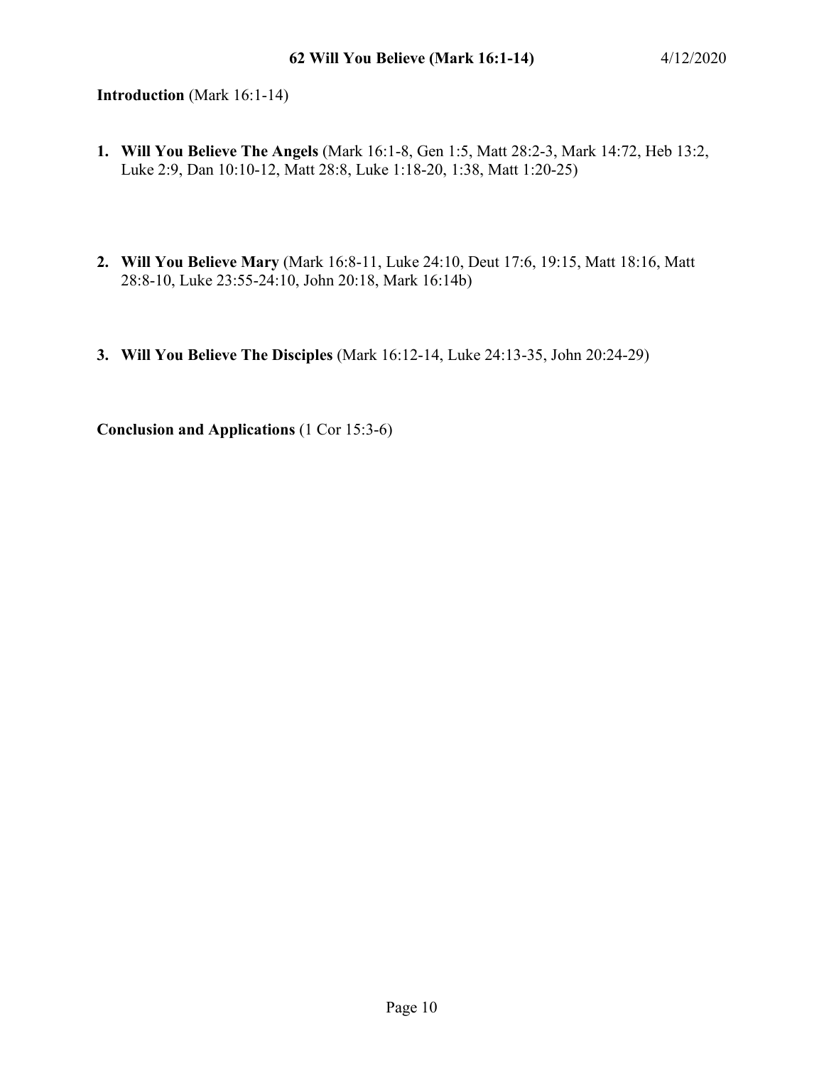**62 Will You Believe (Mark 16:1-14)** 4/12/2020

**Introduction** (Mark 16:1-14)

1. **Will You Believe The Angels** (Mark 16:1-8, Gen 1:5, Matt 28:2-3, Mark 14:72, Heb 13:2, Luke 2:9, Dan 10:10-12, Matt 28:8, Luke 1:18-20, 1:38, Matt 1:20-25)

2. **Will You Believe Mary** (Mark 16:8-11, Luke 24:10, Deut 17:6, 19:15, Matt 18:16, Matt 28:8-10, Luke 23:55-24:10, John 20:18, Mark 16:14b)

3. **Will You Believe The Disciples** (Mark 16:12-14, Luke 24:13-35, John 20:24-29)

**Conclusion and Applications** (1 Cor 15:3-6)